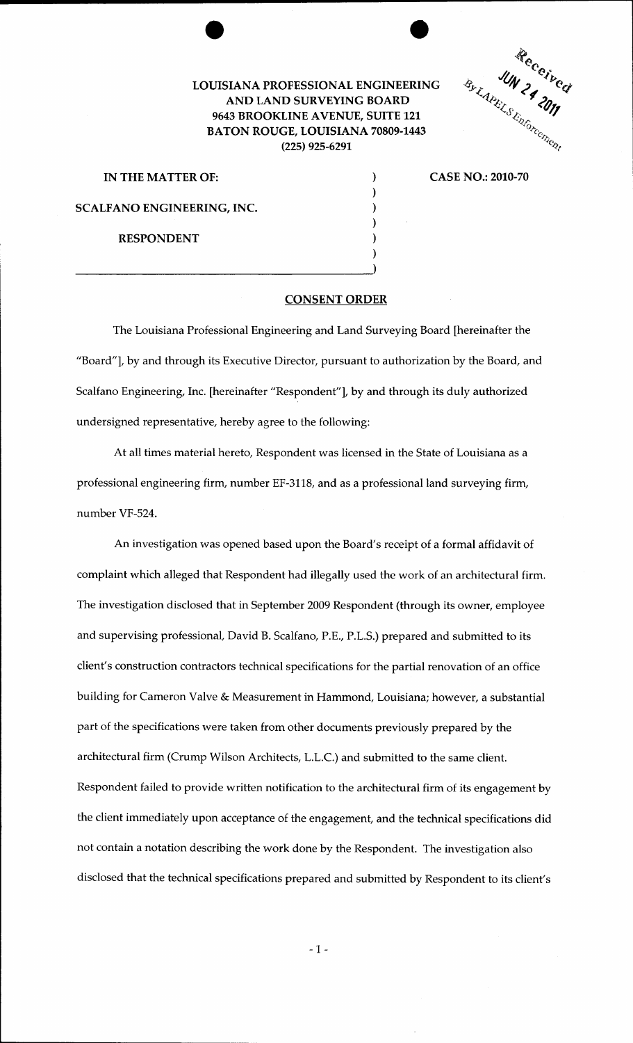**LOUISIANA PROFESSIONAL ENGINEERING AND LAND SURVEYING BOARD**
**9643 BROOKLINE AVENUE, SUITE 121**
**BATON ROUGE, LOUISIANA 70809-1443**
**(225) 925-6291**

Received
JUN 24 2011
By LAPELS Enforcement

**IN THE MATTER OF:**

**SCALFANO ENGINEERING, INC.**

**RESPONDENT**

**CASE NO.: 2010-70**

## CONSENT ORDER

The Louisiana Professional Engineering and Land Surveying Board [hereinafter the "Board"], by and through its Executive Director, pursuant to authorization by the Board, and Scalfano Engineering, Inc. [hereinafter "Respondent"], by and through its duly authorized undersigned representative, hereby agree to the following:

At all times material hereto, Respondent was licensed in the State of Louisiana as a professional engineering firm, number EF-3118, and as a professional land surveying firm, number VF-524.

An investigation was opened based upon the Board's receipt of a formal affidavit of complaint which alleged that Respondent had illegally used the work of an architectural firm. The investigation disclosed that in September 2009 Respondent (through its owner, employee and supervising professional, David B. Scalfano, P.E., P.L.S.) prepared and submitted to its client's construction contractors technical specifications for the partial renovation of an office building for Cameron Valve & Measurement in Hammond, Louisiana; however, a substantial part of the specifications were taken from other documents previously prepared by the architectural firm (Crump Wilson Architects, L.L.C.) and submitted to the same client. Respondent failed to provide written notification to the architectural firm of its engagement by the client immediately upon acceptance of the engagement, and the technical specifications did not contain a notation describing the work done by the Respondent. The investigation also disclosed that the technical specifications prepared and submitted by Respondent to its client's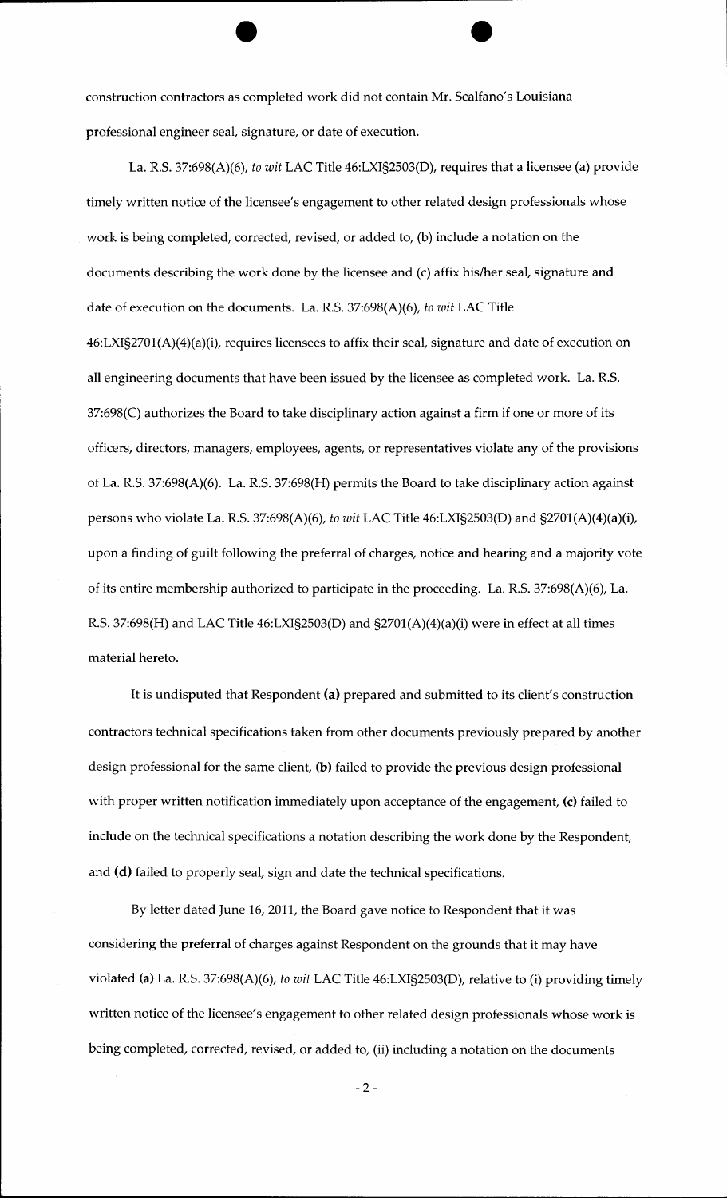construction contractors as completed work did not contain Mr. Scalfano's Louisiana professional engineer seal, signature, or date of execution.

La. R.S. 37:698(A)(6), *to wit* LAC Title 46:LXI§2503(D), requires that a licensee (a) provide timely written notice of the licensee's engagement to other related design professionals whose work is being completed, corrected, revised, or added to, (b) include a notation on the documents describing the work done by the licensee and (c) affix his/her seal, signature and date of execution on the documents. La. R.S. 37:698(A)(6), *to wit* LAC Title 46:LXI§2701(A)(4)(a)(i), requires licensees to affix their seal, signature and date of execution on all engineering documents that have been issued by the licensee as completed work. La. R.S. 37:698(C) authorizes the Board to take disciplinary action against a firm if one or more of its officers, directors, managers, employees, agents, or representatives violate any of the provisions of La. R.S. 37:698(A)(6). La. R.S. 37:698(H) permits the Board to take disciplinary action against persons who violate La. R.S. 37:698(A)(6), *to wit* LAC Title 46:LXI§2503(D) and §2701(A)(4)(a)(i), upon a finding of guilt following the preferral of charges, notice and hearing and a majority vote of its entire membership authorized to participate in the proceeding. La. R.S. 37:698(A)(6), La. R.S. 37:698(H) and LAC Title 46:LXI§2503(D) and §2701(A)(4)(a)(i) were in effect at all times material hereto.

It is undisputed that Respondent **(a)** prepared and submitted to its client's construction contractors technical specifications taken from other documents previously prepared by another design professional for the same client, **(b)** failed to provide the previous design professional with proper written notification immediately upon acceptance of the engagement, **(c)** failed to include on the technical specifications a notation describing the work done by the Respondent, and **(d)** failed to properly seal, sign and date the technical specifications.

By letter dated June 16, 2011, the Board gave notice to Respondent that it was considering the preferral of charges against Respondent on the grounds that it may have violated **(a)** La. R.S. 37:698(A)(6), *to wit* LAC Title 46:LXI§2503(D), relative to (i) providing timely written notice of the licensee's engagement to other related design professionals whose work is being completed, corrected, revised, or added to, (ii) including a notation on the documents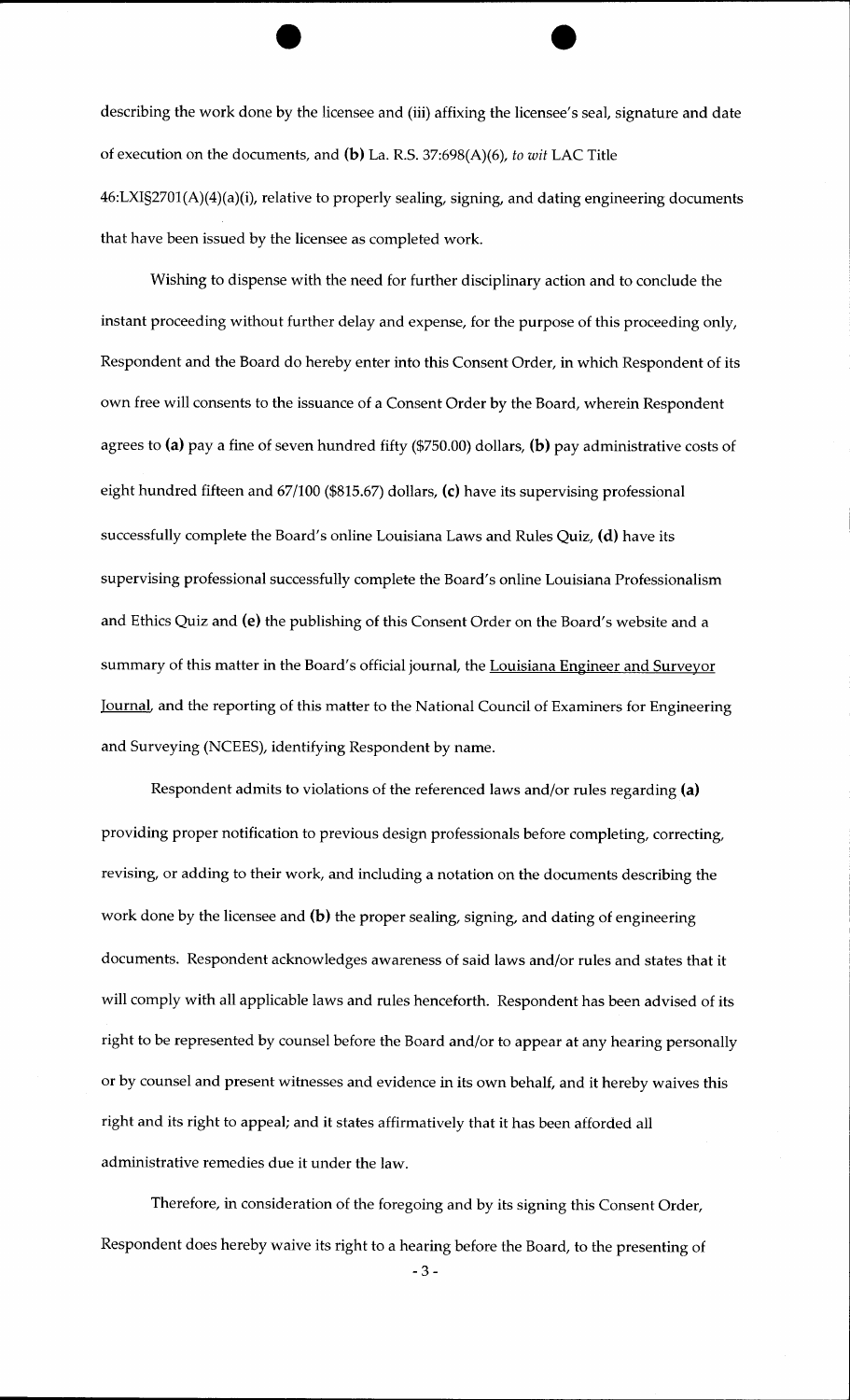describing the work done by the licensee and (iii) affixing the licensee's seal, signature and date of execution on the documents, and **(b)** La. R.S. 37:698(A)(6), *to wit* LAC Title 46:LXI§2701(A)(4)(a)(i), relative to properly sealing, signing, and dating engineering documents that have been issued by the licensee as completed work.

Wishing to dispense with the need for further disciplinary action and to conclude the instant proceeding without further delay and expense, for the purpose of this proceeding only, Respondent and the Board do hereby enter into this Consent Order, in which Respondent of its own free will consents to the issuance of a Consent Order by the Board, wherein Respondent agrees to **(a)** pay a fine of seven hundred fifty ($750.00) dollars, **(b)** pay administrative costs of eight hundred fifteen and 67/100 ($815.67) dollars, **(c)** have its supervising professional successfully complete the Board's online Louisiana Laws and Rules Quiz, **(d)** have its supervising professional successfully complete the Board's online Louisiana Professionalism and Ethics Quiz and **(e)** the publishing of this Consent Order on the Board's website and a summary of this matter in the Board's official journal, the Louisiana Engineer and Surveyor Journal, and the reporting of this matter to the National Council of Examiners for Engineering and Surveying (NCEES), identifying Respondent by name.

Respondent admits to violations of the referenced laws and/or rules regarding **(a)** providing proper notification to previous design professionals before completing, correcting, revising, or adding to their work, and including a notation on the documents describing the work done by the licensee and **(b)** the proper sealing, signing, and dating of engineering documents. Respondent acknowledges awareness of said laws and/or rules and states that it will comply with all applicable laws and rules henceforth. Respondent has been advised of its right to be represented by counsel before the Board and/or to appear at any hearing personally or by counsel and present witnesses and evidence in its own behalf, and it hereby waives this right and its right to appeal; and it states affirmatively that it has been afforded all administrative remedies due it under the law.

Therefore, in consideration of the foregoing and by its signing this Consent Order, Respondent does hereby waive its right to a hearing before the Board, to the presenting of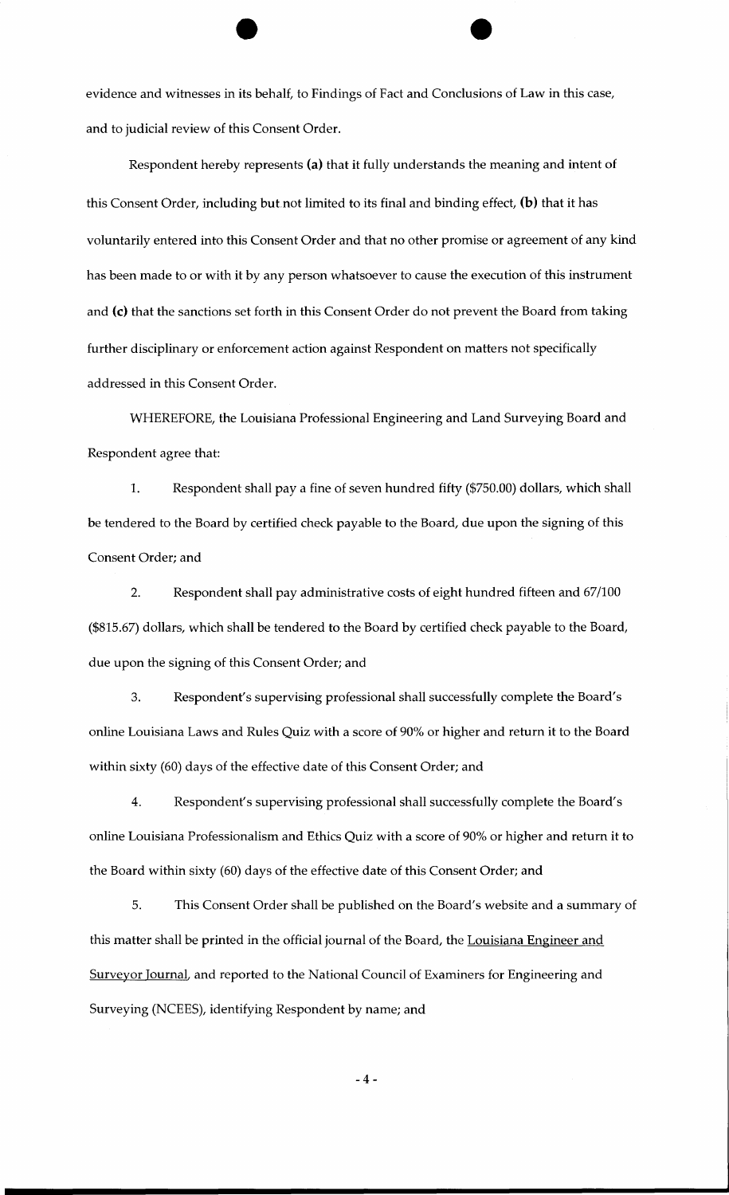evidence and witnesses in its behalf, to Findings of Fact and Conclusions of Law in this case, and to judicial review of this Consent Order.

Respondent hereby represents **(a)** that it fully understands the meaning and intent of this Consent Order, including but not limited to its final and binding effect, **(b)** that it has voluntarily entered into this Consent Order and that no other promise or agreement of any kind has been made to or with it by any person whatsoever to cause the execution of this instrument and **(c)** that the sanctions set forth in this Consent Order do not prevent the Board from taking further disciplinary or enforcement action against Respondent on matters not specifically addressed in this Consent Order.

WHEREFORE, the Louisiana Professional Engineering and Land Surveying Board and Respondent agree that:

1. Respondent shall pay a fine of seven hundred fifty ($750.00) dollars, which shall be tendered to the Board by certified check payable to the Board, due upon the signing of this Consent Order; and

2. Respondent shall pay administrative costs of eight hundred fifteen and 67/100 ($815.67) dollars, which shall be tendered to the Board by certified check payable to the Board, due upon the signing of this Consent Order; and

3. Respondent's supervising professional shall successfully complete the Board's online Louisiana Laws and Rules Quiz with a score of 90% or higher and return it to the Board within sixty (60) days of the effective date of this Consent Order; and

4. Respondent's supervising professional shall successfully complete the Board's online Louisiana Professionalism and Ethics Quiz with a score of 90% or higher and return it to the Board within sixty (60) days of the effective date of this Consent Order; and

5. This Consent Order shall be published on the Board's website and a summary of this matter shall be printed in the official journal of the Board, the Louisiana Engineer and Surveyor Journal, and reported to the National Council of Examiners for Engineering and Surveying (NCEES), identifying Respondent by name; and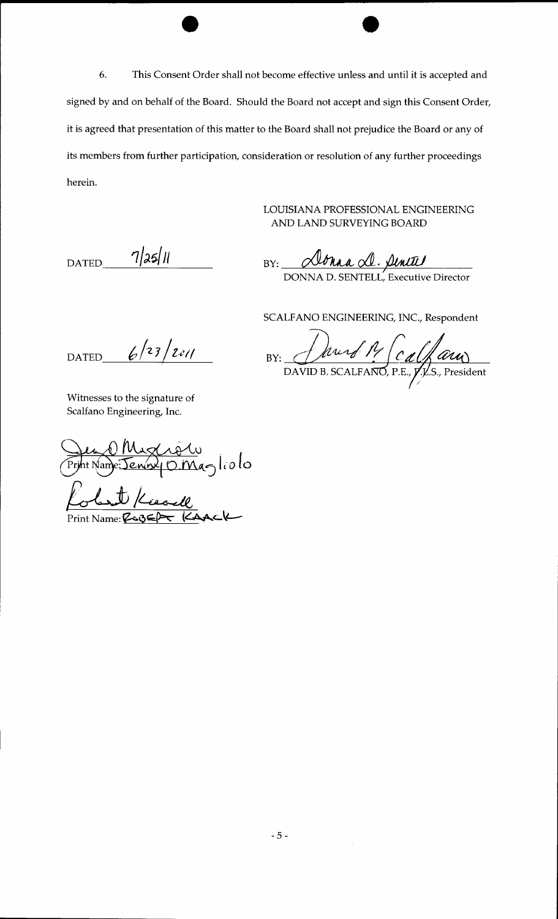6. This Consent Order shall not become effective unless and until it is accepted and signed by and on behalf of the Board. Should the Board not accept and sign this Consent Order, it is agreed that presentation of this matter to the Board shall not prejudice the Board or any of its members from further participation, consideration or resolution of any further proceedings herein.

LOUISIANA PROFESSIONAL ENGINEERING AND LAND SURVEYING BOARD

DATED 7/25/11

BY: Donna D. Sentell

DONNA D. SENTELL, Executive Director

SCALFANO ENGINEERING, INC., Respondent

DATED 6/23/2011

BY: David B. Scalfano

DAVID B. SCALFANO, P.E., P.L.S., President

Witnesses to the signature of Scalfano Engineering, Inc.

Jenny O. Magliolo

Print Name: Jenny O. Magliolo

Robert Kaack

Print Name: ROBERT KAACK